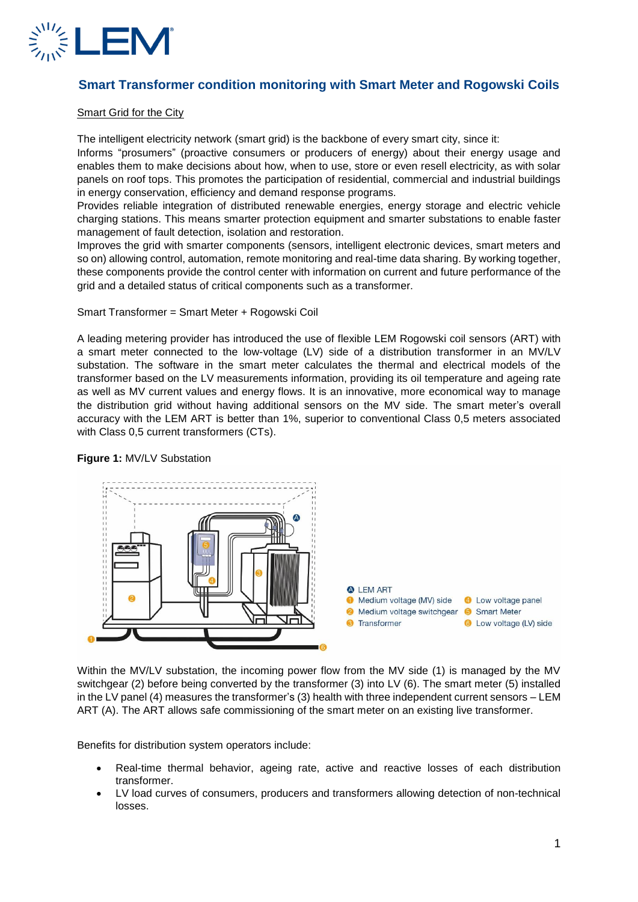# Smart Transformer condition monitoring with Smart Meter and Rogowski Coils

Smart Grid for the City

The intelligent electricity network (smart grid) is the backbone of every smart city, since it:
Informs "prosumers" (proactive consumers or producers of energy) about their energy usage and enables them to make decisions about how, when to use, store or even resell electricity, as with solar panels on roof tops. This promotes the participation of residential, commercial and industrial buildings in energy conservation, efficiency and demand response programs.
Provides reliable integration of distributed renewable energies, energy storage and electric vehicle charging stations. This means smarter protection equipment and smarter substations to enable faster management of fault detection, isolation and restoration.
Improves the grid with smarter components (sensors, intelligent electronic devices, smart meters and so on) allowing control, automation, remote monitoring and real-time data sharing. By working together, these components provide the control center with information on current and future performance of the grid and a detailed status of critical components such as a transformer.

Smart Transformer = Smart Meter + Rogowski Coil

A leading metering provider has introduced the use of flexible LEM Rogowski coil sensors (ART) with a smart meter connected to the low-voltage (LV) side of a distribution transformer in an MV/LV substation. The software in the smart meter calculates the thermal and electrical models of the transformer based on the LV measurements information, providing its oil temperature and ageing rate as well as MV current values and energy flows. It is an innovative, more economical way to manage the distribution grid without having additional sensors on the MV side. The smart meter's overall accuracy with the LEM ART is better than 1%, superior to conventional Class 0,5 meters associated with Class 0,5 current transformers (CTs).

**Figure 1:** MV/LV Substation

A LEM ART
1 Medium voltage (MV) side
2 Medium voltage switchgear
3 Transformer
4 Low voltage panel
5 Smart Meter
6 Low voltage (LV) side

Within the MV/LV substation, the incoming power flow from the MV side (1) is managed by the MV switchgear (2) before being converted by the transformer (3) into LV (6). The smart meter (5) installed in the LV panel (4) measures the transformer's (3) health with three independent current sensors – LEM ART (A). The ART allows safe commissioning of the smart meter on an existing live transformer.

Benefits for distribution system operators include:

- Real-time thermal behavior, ageing rate, active and reactive losses of each distribution transformer.
- LV load curves of consumers, producers and transformers allowing detection of non-technical losses.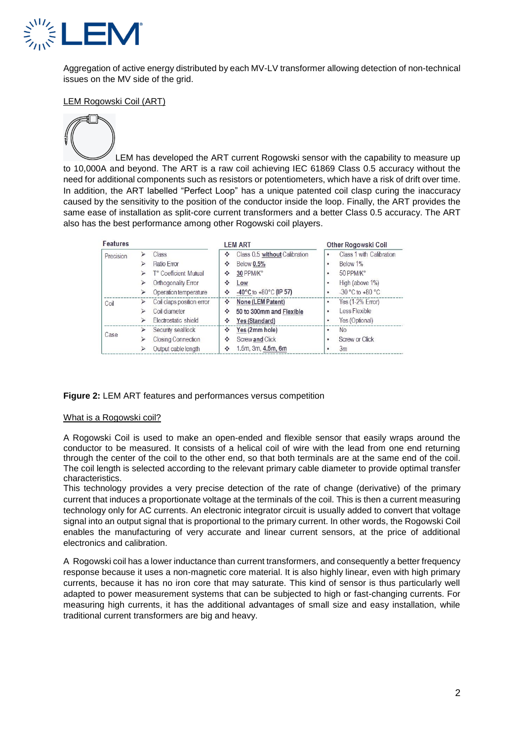Aggregation of active energy distributed by each MV-LV transformer allowing detection of non-technical issues on the MV side of the grid.

LEM Rogowski Coil (ART)

LEM has developed the ART current Rogowski sensor with the capability to measure up to 10,000A and beyond. The ART is a raw coil achieving IEC 61869 Class 0.5 accuracy without the need for additional components such as resistors or potentiometers, which have a risk of drift over time. In addition, the ART labelled "Perfect Loop" has a unique patented coil clasp curing the inaccuracy caused by the sensitivity to the position of the conductor inside the loop. Finally, the ART provides the same ease of installation as split-core current transformers and a better Class 0.5 accuracy. The ART also has the best performance among other Rogowski coil players.

| Features | | LEM ART | Other Rogowski Coil |
|---|---|---|---|
| Precision | Class | Class 0.5 **without** Calibration | Class 1 with Calibration |
| | Ratio Error | Below **0.5%** | Below 1% |
| | T° Coefficient Mutual | **30** PPM/K° | 50 PPM/K° |
| | Orthogonality Error | **Low** | High (above 1%) |
| | Operation temperature | **-40°C** to +80°C (**IP 57**) | -30 °C to +80 °C |
| Coil | Coil claps position error | **None (LEM Patent)** | Yes (1-2% Error) |
| | Coil diameter | 50 to 300mm and **Flexible** | Less Flexible |
| | Electrostatic shield | **Yes (Standard)** | Yes (Optional) |
| Case | Security seal lock | **Yes** (2mm hole) | No |
| | Closing Connection | Screw **and** Click | Screw or Click |
| | Output cable length | 1.5m, 3m, **4.5m, 6m** | 3m |

**Figure 2:** LEM ART features and performances versus competition

What is a Rogowski coil?

A Rogowski Coil is used to make an open-ended and flexible sensor that easily wraps around the conductor to be measured. It consists of a helical coil of wire with the lead from one end returning through the center of the coil to the other end, so that both terminals are at the same end of the coil. The coil length is selected according to the relevant primary cable diameter to provide optimal transfer characteristics.

This technology provides a very precise detection of the rate of change (derivative) of the primary current that induces a proportionate voltage at the terminals of the coil. This is then a current measuring technology only for AC currents. An electronic integrator circuit is usually added to convert that voltage signal into an output signal that is proportional to the primary current. In other words, the Rogowski Coil enables the manufacturing of very accurate and linear current sensors, at the price of additional electronics and calibration.

A Rogowski coil has a lower inductance than current transformers, and consequently a better frequency response because it uses a non-magnetic core material. It is also highly linear, even with high primary currents, because it has no iron core that may saturate. This kind of sensor is thus particularly well adapted to power measurement systems that can be subjected to high or fast-changing currents. For measuring high currents, it has the additional advantages of small size and easy installation, while traditional current transformers are big and heavy.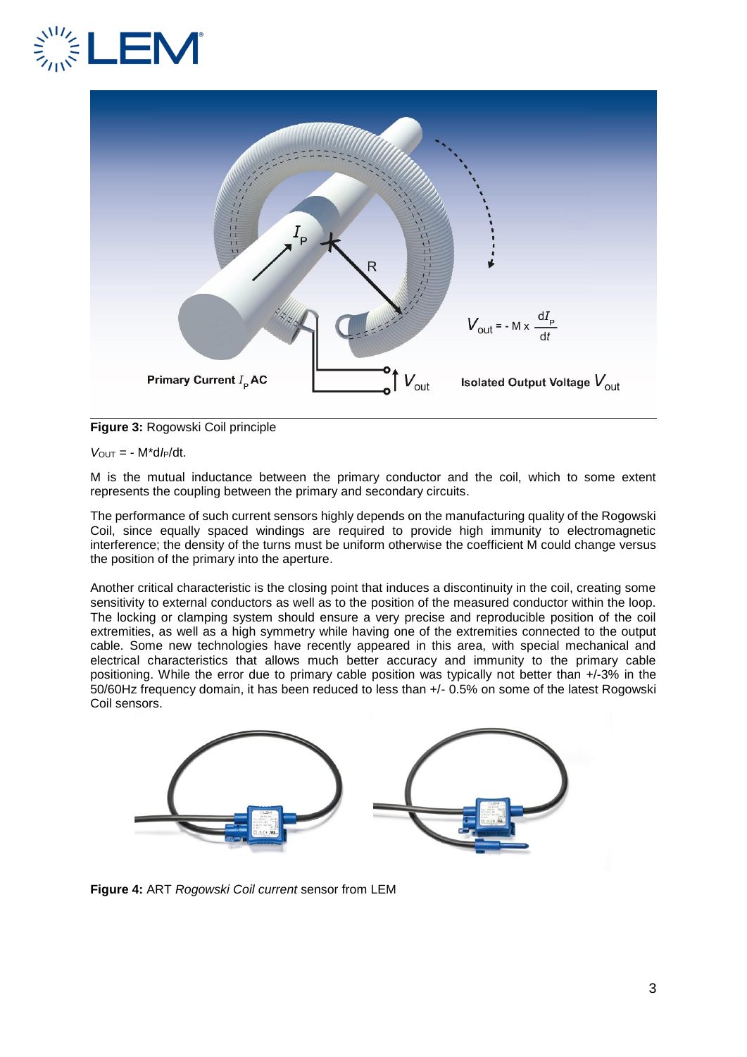**Figure 3:** Rogowski Coil principle

$V_{OUT} = - M{*}dI_P/dt$.

M is the mutual inductance between the primary conductor and the coil, which to some extent represents the coupling between the primary and secondary circuits.

The performance of such current sensors highly depends on the manufacturing quality of the Rogowski Coil, since equally spaced windings are required to provide high immunity to electromagnetic interference; the density of the turns must be uniform otherwise the coefficient M could change versus the position of the primary into the aperture.

Another critical characteristic is the closing point that induces a discontinuity in the coil, creating some sensitivity to external conductors as well as to the position of the measured conductor within the loop. The locking or clamping system should ensure a very precise and reproducible position of the coil extremities, as well as a high symmetry while having one of the extremities connected to the output cable. Some new technologies have recently appeared in this area, with special mechanical and electrical characteristics that allows much better accuracy and immunity to the primary cable positioning. While the error due to primary cable position was typically not better than +/-3% in the 50/60Hz frequency domain, it has been reduced to less than +/- 0.5% on some of the latest Rogowski Coil sensors.

**Figure 4:** ART *Rogowski Coil current* sensor from LEM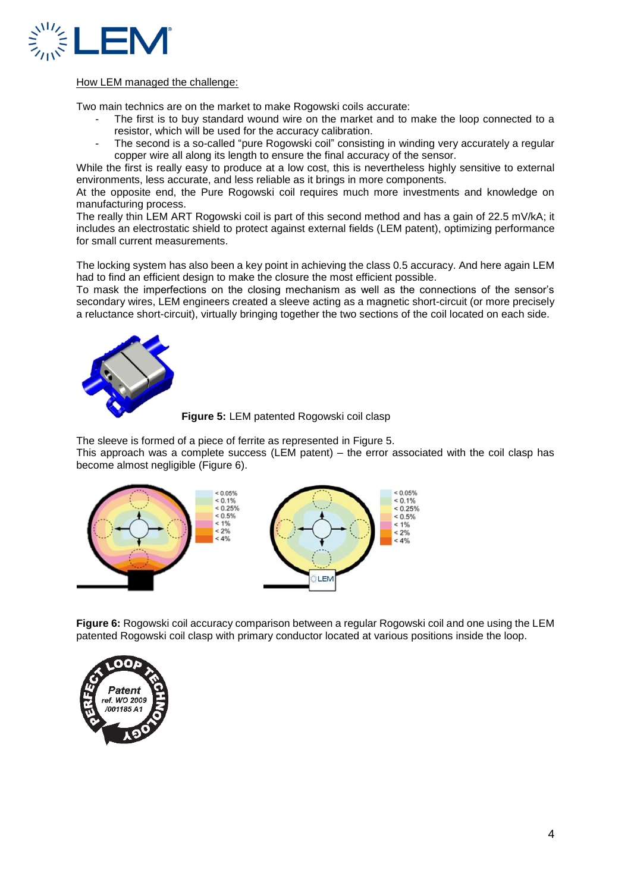How LEM managed the challenge:

Two main technics are on the market to make Rogowski coils accurate:

- The first is to buy standard wound wire on the market and to make the loop connected to a resistor, which will be used for the accuracy calibration.
- The second is a so-called "pure Rogowski coil" consisting in winding very accurately a regular copper wire all along its length to ensure the final accuracy of the sensor.

While the first is really easy to produce at a low cost, this is nevertheless highly sensitive to external environments, less accurate, and less reliable as it brings in more components.

At the opposite end, the Pure Rogowski coil requires much more investments and knowledge on manufacturing process.

The really thin LEM ART Rogowski coil is part of this second method and has a gain of 22.5 mV/kA; it includes an electrostatic shield to protect against external fields (LEM patent), optimizing performance for small current measurements.

The locking system has also been a key point in achieving the class 0.5 accuracy. And here again LEM had to find an efficient design to make the closure the most efficient possible.

To mask the imperfections on the closing mechanism as well as the connections of the sensor's secondary wires, LEM engineers created a sleeve acting as a magnetic short-circuit (or more precisely a reluctance short-circuit), virtually bringing together the two sections of the coil located on each side.

**Figure 5:** LEM patented Rogowski coil clasp

The sleeve is formed of a piece of ferrite as represented in Figure 5.

This approach was a complete success (LEM patent) – the error associated with the coil clasp has become almost negligible (Figure 6).

**Figure 6:** Rogowski coil accuracy comparison between a regular Rogowski coil and one using the LEM patented Rogowski coil clasp with primary conductor located at various positions inside the loop.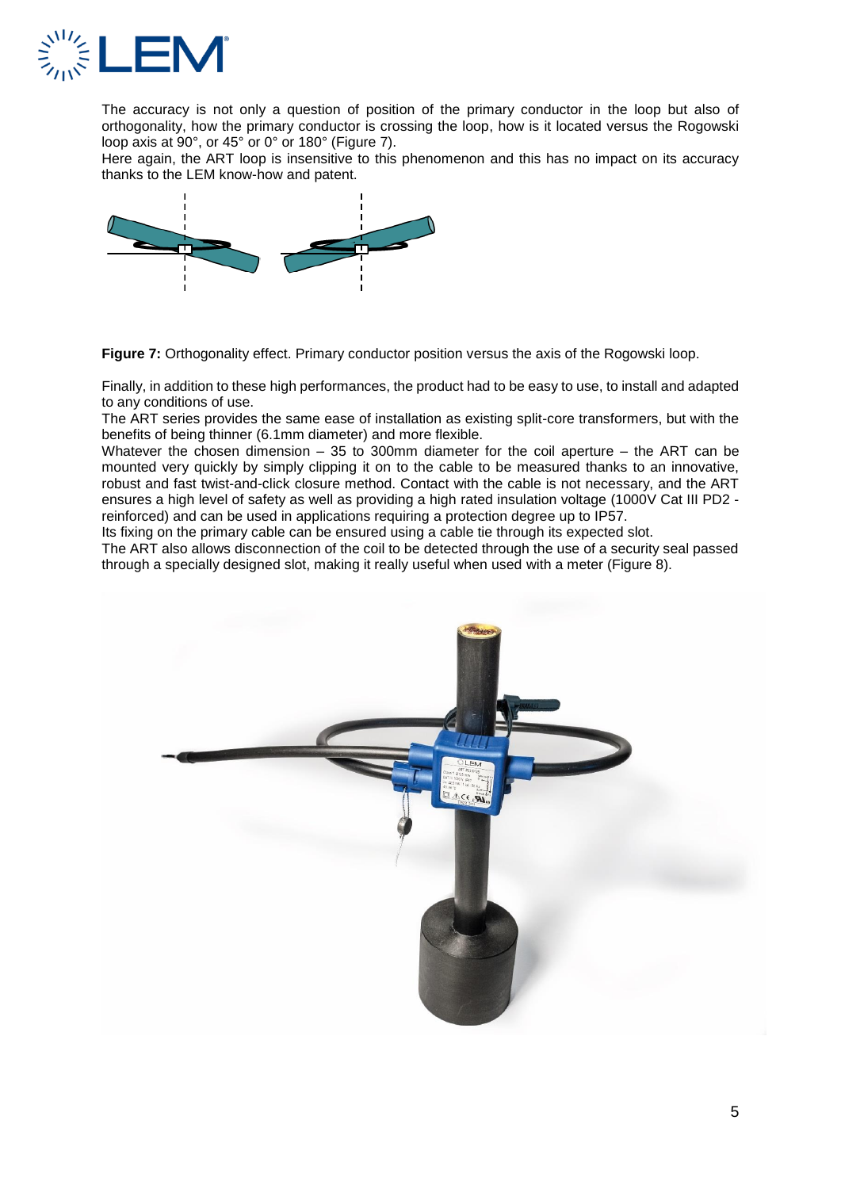The accuracy is not only a question of position of the primary conductor in the loop but also of orthogonality, how the primary conductor is crossing the loop, how is it located versus the Rogowski loop axis at 90°, or 45° or 0° or 180° (Figure 7).

Here again, the ART loop is insensitive to this phenomenon and this has no impact on its accuracy thanks to the LEM know-how and patent.

**Figure 7:** Orthogonality effect. Primary conductor position versus the axis of the Rogowski loop.

Finally, in addition to these high performances, the product had to be easy to use, to install and adapted to any conditions of use.

The ART series provides the same ease of installation as existing split-core transformers, but with the benefits of being thinner (6.1mm diameter) and more flexible.

Whatever the chosen dimension – 35 to 300mm diameter for the coil aperture – the ART can be mounted very quickly by simply clipping it on to the cable to be measured thanks to an innovative, robust and fast twist-and-click closure method. Contact with the cable is not necessary, and the ART ensures a high level of safety as well as providing a high rated insulation voltage (1000V Cat III PD2 - reinforced) and can be used in applications requiring a protection degree up to IP57.

Its fixing on the primary cable can be ensured using a cable tie through its expected slot.

The ART also allows disconnection of the coil to be detected through the use of a security seal passed through a specially designed slot, making it really useful when used with a meter (Figure 8).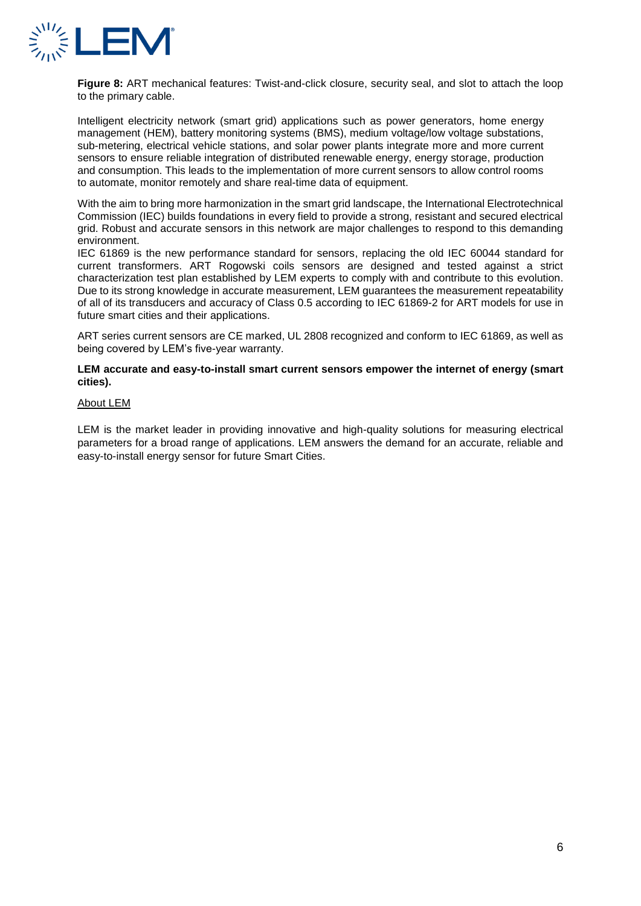**Figure 8:** ART mechanical features: Twist-and-click closure, security seal, and slot to attach the loop to the primary cable.

Intelligent electricity network (smart grid) applications such as power generators, home energy management (HEM), battery monitoring systems (BMS), medium voltage/low voltage substations, sub-metering, electrical vehicle stations, and solar power plants integrate more and more current sensors to ensure reliable integration of distributed renewable energy, energy storage, production and consumption. This leads to the implementation of more current sensors to allow control rooms to automate, monitor remotely and share real-time data of equipment.

With the aim to bring more harmonization in the smart grid landscape, the International Electrotechnical Commission (IEC) builds foundations in every field to provide a strong, resistant and secured electrical grid. Robust and accurate sensors in this network are major challenges to respond to this demanding environment.
IEC 61869 is the new performance standard for sensors, replacing the old IEC 60044 standard for current transformers. ART Rogowski coils sensors are designed and tested against a strict characterization test plan established by LEM experts to comply with and contribute to this evolution. Due to its strong knowledge in accurate measurement, LEM guarantees the measurement repeatability of all of its transducers and accuracy of Class 0.5 according to IEC 61869-2 for ART models for use in future smart cities and their applications.

ART series current sensors are CE marked, UL 2808 recognized and conform to IEC 61869, as well as being covered by LEM's five-year warranty.

**LEM accurate and easy-to-install smart current sensors empower the internet of energy (smart cities).**

<u>About LEM</u>

LEM is the market leader in providing innovative and high-quality solutions for measuring electrical parameters for a broad range of applications. LEM answers the demand for an accurate, reliable and easy-to-install energy sensor for future Smart Cities.